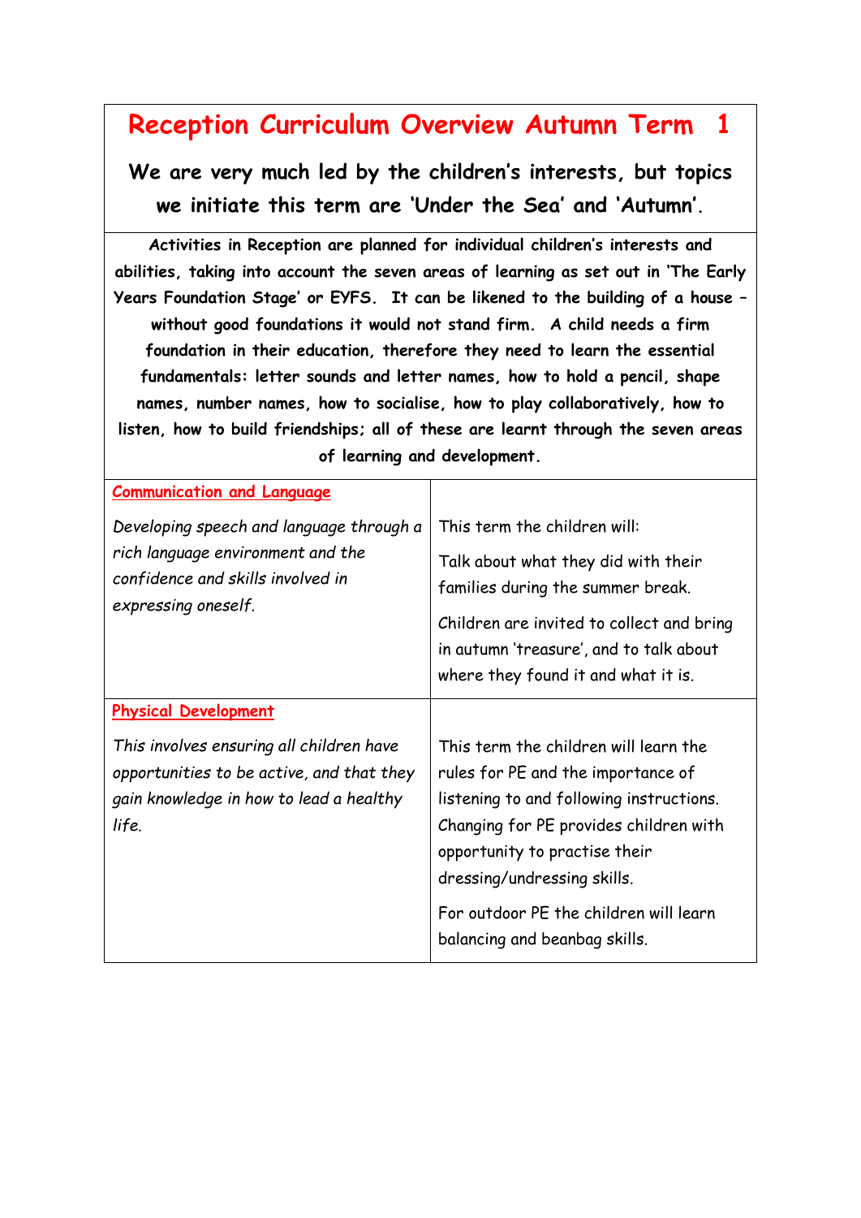# Reception Curriculum Overview Autumn Term 1

## We are very much led by the children's interests, but topics we initiate this term are 'Under the Sea' and 'Autumn'.

**Activities in Reception are planned for individual children's interests and abilities, taking into account the seven areas of learning as set out in 'The Early Years Foundation Stage' or EYFS. It can be likened to the building of a house – without good foundations it would not stand firm. A child needs a firm foundation in their education, therefore they need to learn the essential fundamentals: letter sounds and letter names, how to hold a pencil, shape names, number names, how to socialise, how to play collaboratively, how to listen, how to build friendships; all of these are learnt through the seven areas of learning and development.**

| Area | This term |
| --- | --- |
| **Communication and Language**<br><br>*Developing speech and language through a rich language environment and the confidence and skills involved in expressing oneself.* | This term the children will:<br><br>Talk about what they did with their families during the summer break.<br><br>Children are invited to collect and bring in autumn 'treasure', and to talk about where they found it and what it is. |
| **Physical Development**<br><br>*This involves ensuring all children have opportunities to be active, and that they gain knowledge in how to lead a healthy life.* | This term the children will learn the rules for PE and the importance of listening to and following instructions. Changing for PE provides children with opportunity to practise their dressing/undressing skills.<br><br>For outdoor PE the children will learn balancing and beanbag skills. |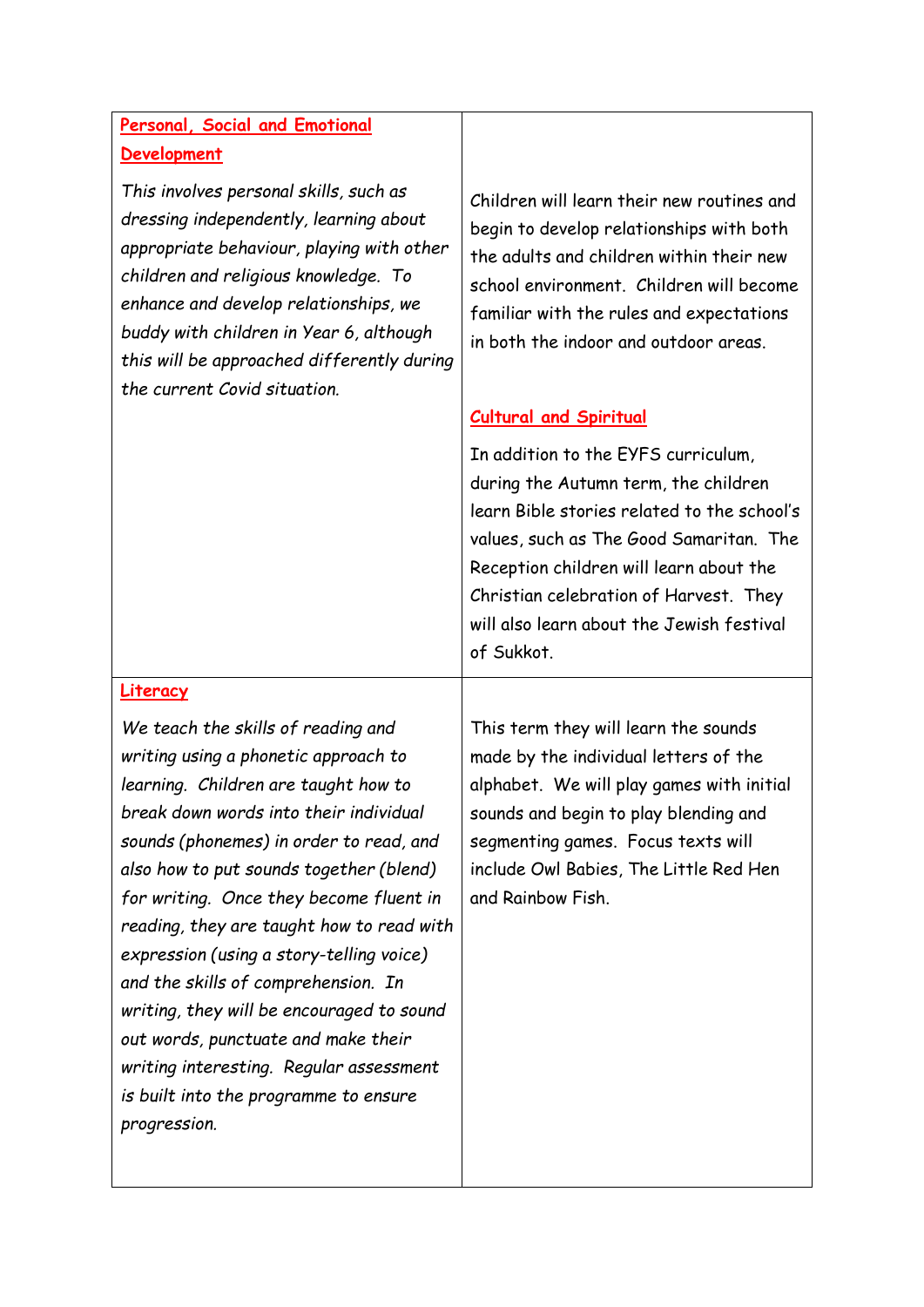| | |
|---|---|
| **<u>Personal, Social and Emotional Development</u>**<br><br>*This involves personal skills, such as dressing independently, learning about appropriate behaviour, playing with other children and religious knowledge. To enhance and develop relationships, we buddy with children in Year 6, although this will be approached differently during the current Covid situation.* | Children will learn their new routines and begin to develop relationships with both the adults and children within their new school environment. Children will become familiar with the rules and expectations in both the indoor and outdoor areas.<br><br>**<u>Cultural and Spiritual</u>**<br><br>In addition to the EYFS curriculum, during the Autumn term, the children learn Bible stories related to the school's values, such as The Good Samaritan. The Reception children will learn about the Christian celebration of Harvest. They will also learn about the Jewish festival of Sukkot. |
| **<u>Literacy</u>**<br><br>*We teach the skills of reading and writing using a phonetic approach to learning. Children are taught how to break down words into their individual sounds (phonemes) in order to read, and also how to put sounds together (blend) for writing. Once they become fluent in reading, they are taught how to read with expression (using a story-telling voice) and the skills of comprehension. In writing, they will be encouraged to sound out words, punctuate and make their writing interesting. Regular assessment is built into the programme to ensure progression.* | This term they will learn the sounds made by the individual letters of the alphabet. We will play games with initial sounds and begin to play blending and segmenting games. Focus texts will include Owl Babies, The Little Red Hen and Rainbow Fish. |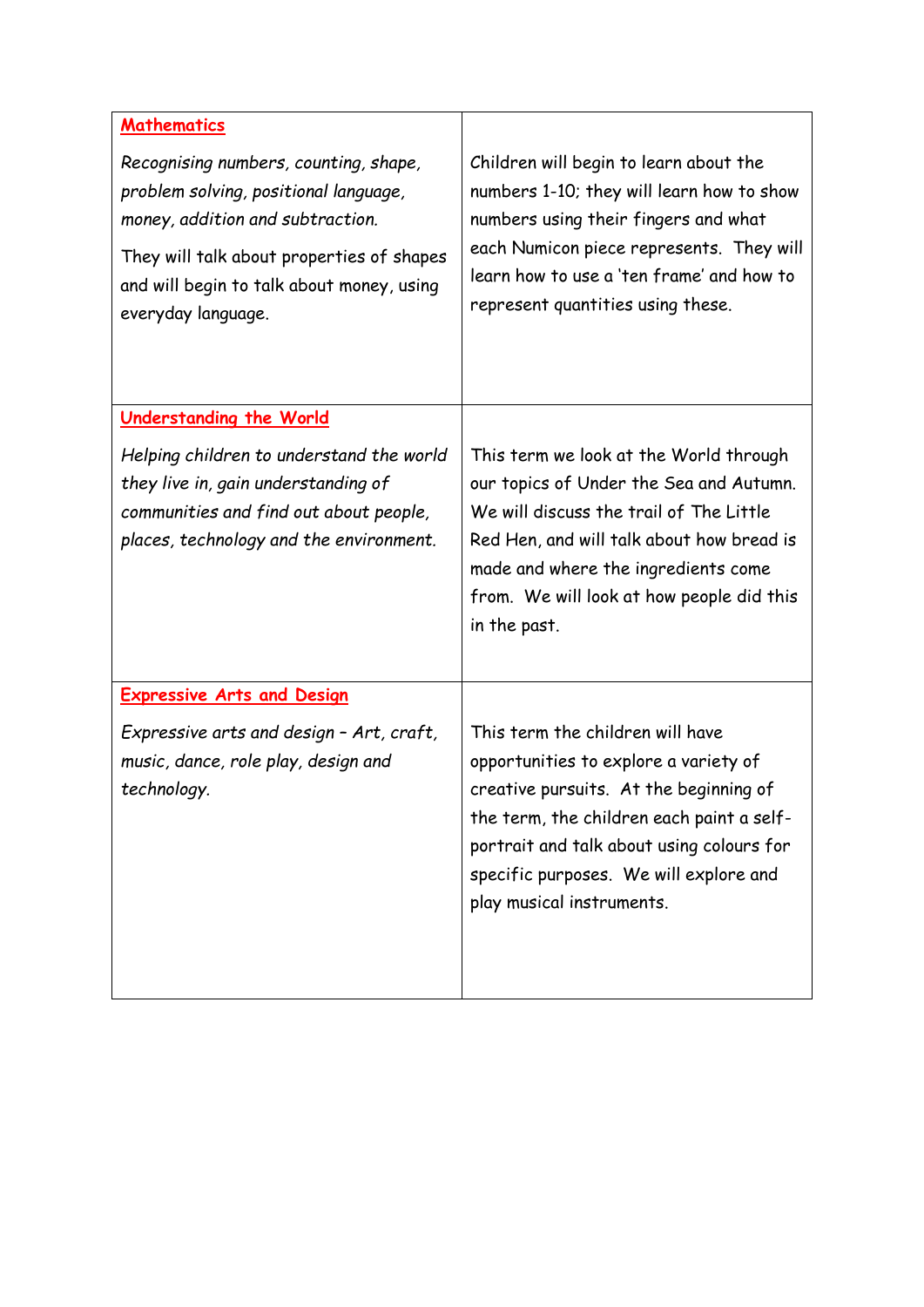| | |
|---|---|
| **Mathematics**<br><br>*Recognising numbers, counting, shape, problem solving, positional language, money, addition and subtraction.*<br><br>They will talk about properties of shapes and will begin to talk about money, using everyday language. | Children will begin to learn about the numbers 1-10; they will learn how to show numbers using their fingers and what each Numicon piece represents. They will learn how to use a 'ten frame' and how to represent quantities using these. |
| **Understanding the World**<br><br>*Helping children to understand the world they live in, gain understanding of communities and find out about people, places, technology and the environment.* | This term we look at the World through our topics of Under the Sea and Autumn. We will discuss the trail of The Little Red Hen, and will talk about how bread is made and where the ingredients come from. We will look at how people did this in the past. |
| **Expressive Arts and Design**<br><br>*Expressive arts and design – Art, craft, music, dance, role play, design and technology.* | This term the children will have opportunities to explore a variety of creative pursuits. At the beginning of the term, the children each paint a self-portrait and talk about using colours for specific purposes. We will explore and play musical instruments. |